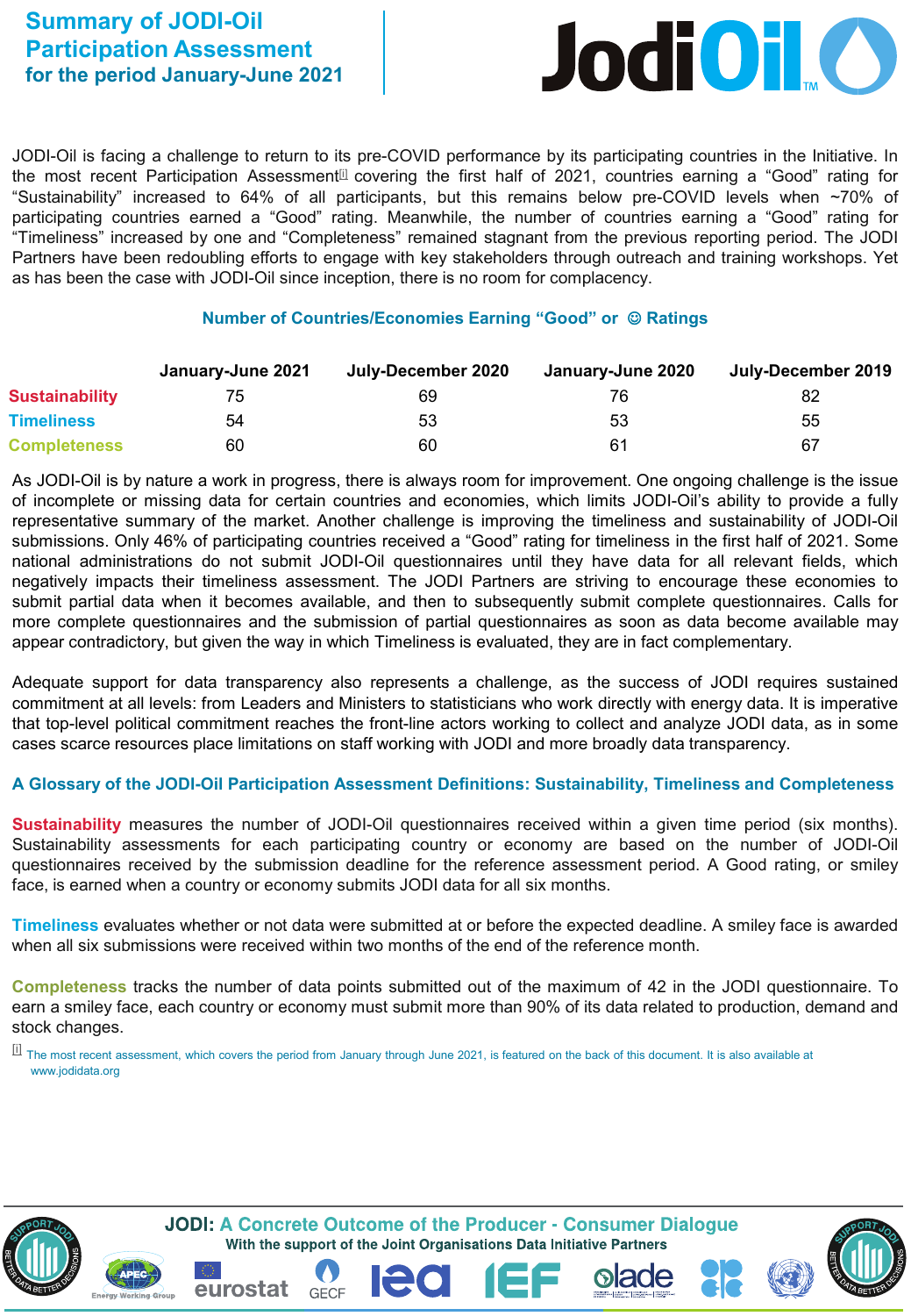# Summary of JODI-Oil Participation Assessment for the period January-June 2021

JODI-Oil is facing a challenge to return to its pre-COVID performance by its participating countries in the Initiative. In the most recent Participation Assessment[i] covering the first half of 2021, countries earning a "Good" rating for "Sustainability" increased to 64% of all participants, but this remains below pre-COVID levels when ~70% of participating countries earned a "Good" rating. Meanwhile, the number of countries earning a "Good" rating for "Timeliness" increased by one and "Completeness" remained stagnant from the previous reporting period. The JODI Partners have been redoubling efforts to engage with key stakeholders through outreach and training workshops. Yet as has been the case with JODI-Oil since inception, there is no room for complacency.

### Number of Countries/Economies Earning "Good" or ☺ Ratings

| | January-June 2021 | July-December 2020 | January-June 2020 | July-December 2019 |
|---|---|---|---|---|
| **Sustainability** | 75 | 69 | 76 | 82 |
| **Timeliness** | 54 | 53 | 53 | 55 |
| **Completeness** | 60 | 60 | 61 | 67 |

As JODI-Oil is by nature a work in progress, there is always room for improvement. One ongoing challenge is the issue of incomplete or missing data for certain countries and economies, which limits JODI-Oil's ability to provide a fully representative summary of the market. Another challenge is improving the timeliness and sustainability of JODI-Oil submissions. Only 46% of participating countries received a "Good" rating for timeliness in the first half of 2021. Some national administrations do not submit JODI-Oil questionnaires until they have data for all relevant fields, which negatively impacts their timeliness assessment. The JODI Partners are striving to encourage these economies to submit partial data when it becomes available, and then to subsequently submit complete questionnaires. Calls for more complete questionnaires and the submission of partial questionnaires as soon as data become available may appear contradictory, but given the way in which Timeliness is evaluated, they are in fact complementary.

Adequate support for data transparency also represents a challenge, as the success of JODI requires sustained commitment at all levels: from Leaders and Ministers to statisticians who work directly with energy data. It is imperative that top-level political commitment reaches the front-line actors working to collect and analyze JODI data, as in some cases scarce resources place limitations on staff working with JODI and more broadly data transparency.

### A Glossary of the JODI-Oil Participation Assessment Definitions: Sustainability, Timeliness and Completeness

**Sustainability** measures the number of JODI-Oil questionnaires received within a given time period (six months). Sustainability assessments for each participating country or economy are based on the number of JODI-Oil questionnaires received by the submission deadline for the reference assessment period. A Good rating, or smiley face, is earned when a country or economy submits JODI data for all six months.

**Timeliness** evaluates whether or not data were submitted at or before the expected deadline. A smiley face is awarded when all six submissions were received within two months of the end of the reference month.

**Completeness** tracks the number of data points submitted out of the maximum of 42 in the JODI questionnaire. To earn a smiley face, each country or economy must submit more than 90% of its data related to production, demand and stock changes.

[i] The most recent assessment, which covers the period from January through June 2021, is featured on the back of this document. It is also available at www.jodidata.org

**JODI: A Concrete Outcome of the Producer - Consumer Dialogue**
With the support of the Joint Organisations Data Initiative Partners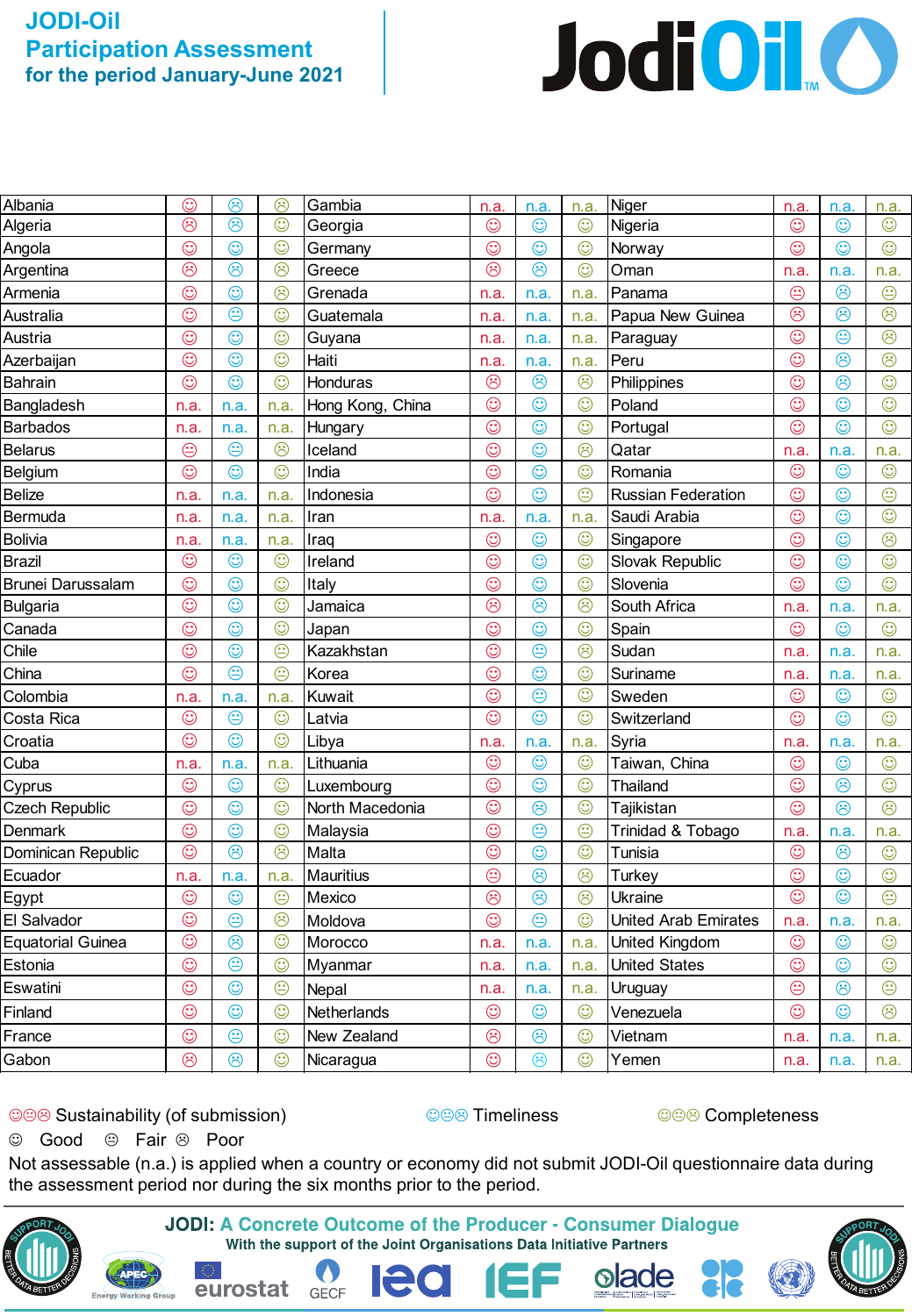# JODI-Oil Participation Assessment for the period January-June 2021

| | | | | | | | | | | | |
|---|---|---|---|---|---|---|---|---|---|---|---|
| Albania | ☺ | ☹ | ☹ | Gambia | n.a. | n.a. | n.a. | Niger | n.a. | n.a. | n.a. |
| Algeria | ☹ | ☹ | ☺ | Georgia | ☺ | ☺ | ☺ | Nigeria | ☺ | ☺ | ☺ |
| Angola | ☺ | ☺ | ☺ | Germany | ☺ | ☺ | ☺ | Norway | ☺ | ☺ | ☺ |
| Argentina | ☹ | ☹ | ☹ | Greece | ☹ | ☹ | ☺ | Oman | n.a. | n.a. | n.a. |
| Armenia | ☺ | ☺ | ☹ | Grenada | n.a. | n.a. | n.a. | Panama | 😐 | ☹ | 😐 |
| Australia | ☺ | 😐 | ☺ | Guatemala | n.a. | n.a. | n.a. | Papua New Guinea | ☹ | ☹ | ☹ |
| Austria | ☺ | ☺ | ☺ | Guyana | n.a. | n.a. | n.a. | Paraguay | ☺ | 😐 | ☹ |
| Azerbaijan | ☺ | ☺ | ☺ | Haiti | n.a. | n.a. | n.a. | Peru | ☺ | ☹ | ☹ |
| Bahrain | ☺ | ☺ | ☺ | Honduras | ☹ | ☹ | ☹ | Philippines | ☺ | ☹ | ☺ |
| Bangladesh | n.a. | n.a. | n.a. | Hong Kong, China | ☺ | ☺ | ☺ | Poland | ☺ | ☺ | ☺ |
| Barbados | n.a. | n.a. | n.a. | Hungary | ☺ | ☺ | ☺ | Portugal | ☺ | ☺ | ☺ |
| Belarus | 😐 | 😐 | ☹ | Iceland | ☺ | ☺ | ☹ | Qatar | n.a. | n.a. | n.a. |
| Belgium | ☺ | ☺ | ☺ | India | ☺ | ☺ | ☺ | Romania | ☺ | ☺ | ☺ |
| Belize | n.a. | n.a. | n.a. | Indonesia | ☺ | ☺ | 😐 | Russian Federation | ☺ | ☺ | 😐 |
| Bermuda | n.a. | n.a. | n.a. | Iran | n.a. | n.a. | n.a. | Saudi Arabia | ☺ | ☺ | ☺ |
| Bolivia | n.a. | n.a. | n.a. | Iraq | ☺ | ☺ | ☺ | Singapore | ☺ | ☺ | ☹ |
| Brazil | ☺ | ☺ | ☺ | Ireland | ☺ | ☺ | ☺ | Slovak Republic | ☺ | ☺ | ☺ |
| Brunei Darussalam | ☺ | ☺ | ☺ | Italy | ☺ | ☺ | ☺ | Slovenia | ☺ | ☺ | ☺ |
| Bulgaria | ☺ | ☺ | ☺ | Jamaica | ☹ | ☹ | ☹ | South Africa | n.a. | n.a. | n.a. |
| Canada | ☺ | ☺ | ☺ | Japan | ☺ | ☺ | ☺ | Spain | ☺ | ☺ | ☺ |
| Chile | ☺ | ☺ | 😐 | Kazakhstan | ☺ | 😐 | ☹ | Sudan | n.a. | n.a. | n.a. |
| China | ☺ | 😐 | 😐 | Korea | ☺ | ☺ | ☺ | Suriname | n.a. | n.a. | n.a. |
| Colombia | n.a. | n.a. | n.a. | Kuwait | ☺ | 😐 | ☺ | Sweden | ☺ | ☺ | ☺ |
| Costa Rica | ☺ | 😐 | ☺ | Latvia | ☺ | ☺ | ☺ | Switzerland | ☺ | ☺ | ☺ |
| Croatia | ☺ | ☺ | ☺ | Libya | n.a. | n.a. | n.a. | Syria | n.a. | n.a. | n.a. |
| Cuba | n.a. | n.a. | n.a. | Lithuania | ☺ | ☺ | ☺ | Taiwan, China | ☺ | ☺ | ☺ |
| Cyprus | ☺ | ☺ | ☺ | Luxembourg | ☺ | ☺ | ☺ | Thailand | ☺ | ☹ | ☺ |
| Czech Republic | ☺ | ☺ | ☺ | North Macedonia | ☺ | ☹ | ☺ | Tajikistan | ☺ | ☹ | ☹ |
| Denmark | ☺ | ☺ | ☺ | Malaysia | ☺ | 😐 | 😐 | Trinidad & Tobago | n.a. | n.a. | n.a. |
| Dominican Republic | ☺ | ☹ | ☹ | Malta | ☺ | ☺ | ☺ | Tunisia | ☺ | ☹ | ☺ |
| Ecuador | n.a. | n.a. | n.a. | Mauritius | 😐 | ☹ | ☹ | Turkey | ☺ | ☺ | ☺ |
| Egypt | ☺ | ☺ | 😐 | Mexico | ☹ | ☹ | ☹ | Ukraine | ☺ | ☺ | 😐 |
| El Salvador | ☺ | 😐 | ☹ | Moldova | ☺ | 😐 | ☺ | United Arab Emirates | n.a. | n.a. | n.a. |
| Equatorial Guinea | ☺ | ☹ | ☺ | Morocco | n.a. | n.a. | n.a. | United Kingdom | ☺ | ☺ | ☺ |
| Estonia | ☺ | 😐 | ☺ | Myanmar | n.a. | n.a. | n.a. | United States | ☺ | ☺ | ☺ |
| Eswatini | ☺ | ☺ | 😐 | Nepal | n.a. | n.a. | n.a. | Uruguay | 😐 | ☹ | 😐 |
| Finland | ☺ | ☺ | ☺ | Netherlands | ☺ | ☺ | ☺ | Venezuela | ☺ | ☺ | ☹ |
| France | ☺ | 😐 | ☺ | New Zealand | ☹ | ☹ | ☺ | Vietnam | n.a. | n.a. | n.a. |
| Gabon | ☹ | ☹ | ☺ | Nicaragua | ☺ | ☹ | ☺ | Yemen | n.a. | n.a. | n.a. |

☺😐☹ Sustainability (of submission) ☺😐☹ Timeliness ☺😐☹ Completeness

☺ Good 😐 Fair ☹ Poor

Not assessable (n.a.) is applied when a country or economy did not submit JODI-Oil questionnaire data during the assessment period nor during the six months prior to the period.

**JODI: A Concrete Outcome of the Producer - Consumer Dialogue**

With the support of the Joint Organisations Data Initiative Partners

APEC Energy Working Group, eurostat, GECF, iea, IEF, olade, OPEC, UN